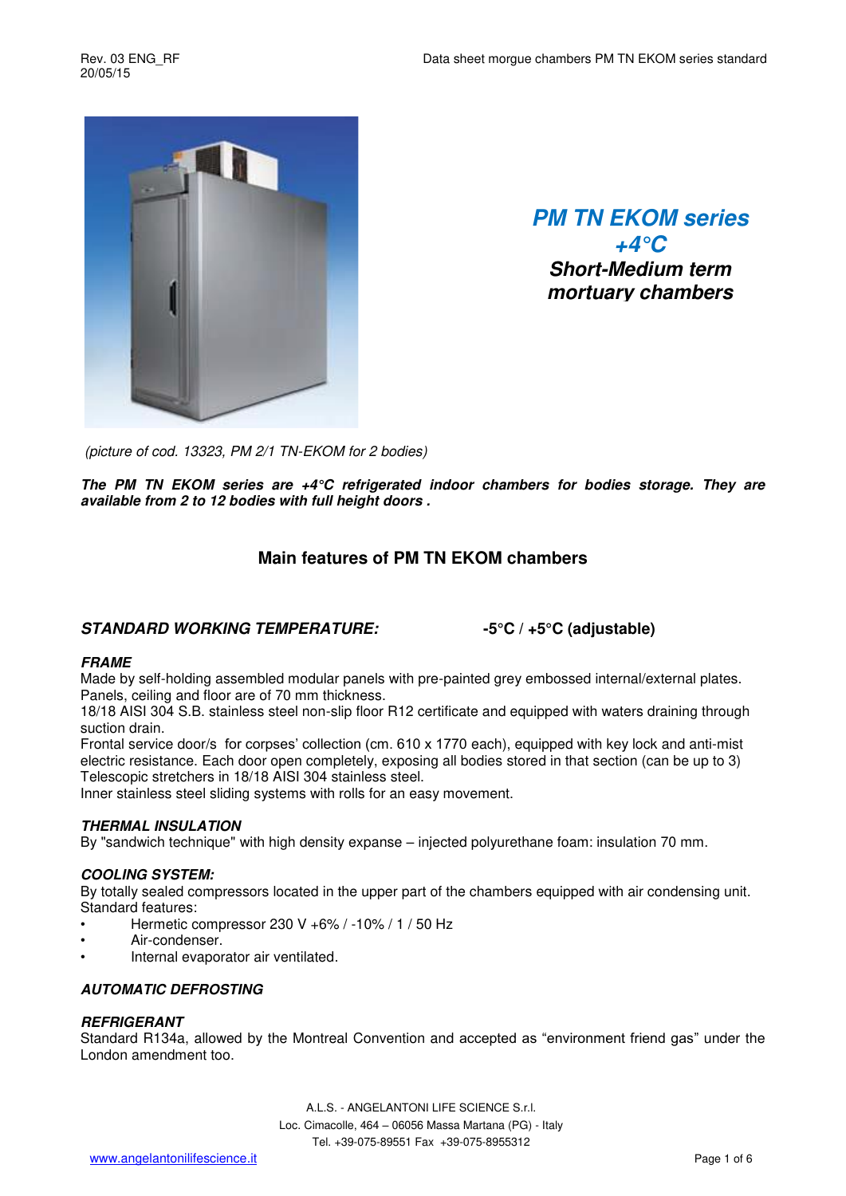# PM TN EKOM series +4°C

## Short-Medium term mortuary chambers

(picture of cod. 13323, PM 2/1 TN-EKOM for 2 bodies)

***The PM TN EKOM series are +4°C refrigerated indoor chambers for bodies storage. They are available from 2 to 12 bodies with full height doors .***

## Main features of PM TN EKOM chambers

***STANDARD WORKING TEMPERATURE:*** **-5°C / +5°C (adjustable)**

***FRAME***

Made by self-holding assembled modular panels with pre-painted grey embossed internal/external plates. Panels, ceiling and floor are of 70 mm thickness.
18/18 AISI 304 S.B. stainless steel non-slip floor R12 certificate and equipped with waters draining through suction drain.
Frontal service door/s for corpses' collection (cm. 610 x 1770 each), equipped with key lock and anti-mist electric resistance. Each door open completely, exposing all bodies stored in that section (can be up to 3)
Telescopic stretchers in 18/18 AISI 304 stainless steel.
Inner stainless steel sliding systems with rolls for an easy movement.

***THERMAL INSULATION***

By "sandwich technique" with high density expanse – injected polyurethane foam: insulation 70 mm.

***COOLING SYSTEM:***

By totally sealed compressors located in the upper part of the chambers equipped with air condensing unit.
Standard features:

- Hermetic compressor 230 V +6% / -10% / 1 / 50 Hz
- Air-condenser.
- Internal evaporator air ventilated.

***AUTOMATIC DEFROSTING***

***REFRIGERANT***

Standard R134a, allowed by the Montreal Convention and accepted as "environment friend gas" under the London amendment too.

A.L.S. - ANGELANTONI LIFE SCIENCE S.r.l.
Loc. Cimacolle, 464 – 06056 Massa Martana (PG) - Italy
Tel. +39-075-89551 Fax +39-075-8955312
www.angelantonilifescience.it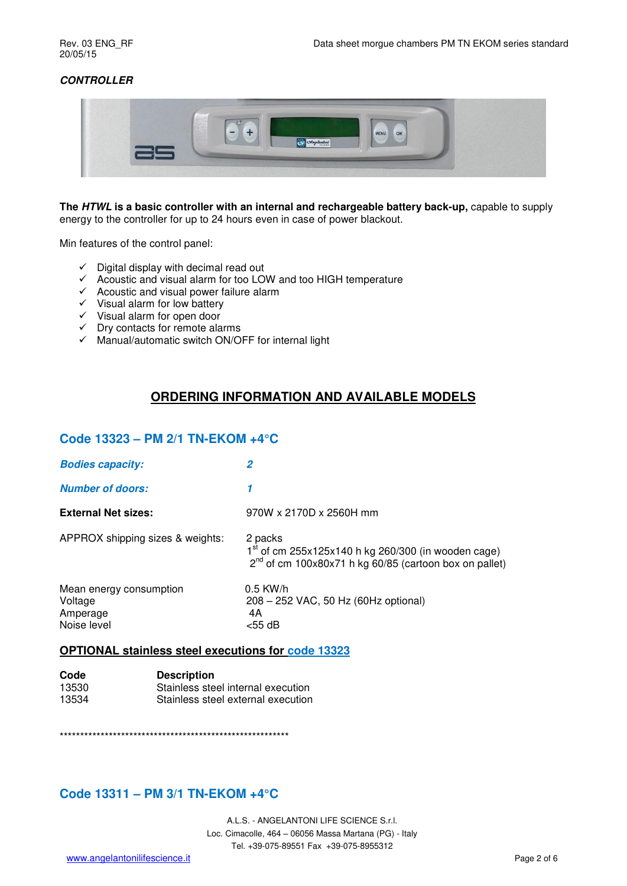***CONTROLLER***

**The *HTWL* is a basic controller with an internal and rechargeable battery back-up,** capable to supply energy to the controller for up to 24 hours even in case of power blackout.

Min features of the control panel:

- ✓ Digital display with decimal read out
- ✓ Acoustic and visual alarm for too LOW and too HIGH temperature
- ✓ Acoustic and visual power failure alarm
- ✓ Visual alarm for low battery
- ✓ Visual alarm for open door
- ✓ Dry contacts for remote alarms
- ✓ Manual/automatic switch ON/OFF for internal light

## ORDERING INFORMATION AND AVAILABLE MODELS

### Code 13323 – PM 2/1 TN-EKOM +4°C

| | |
|---|---|
| ***Bodies capacity:*** | ***2*** |
| ***Number of doors:*** | ***1*** |
| **External Net sizes:** | 970W x 2170D x 2560H mm |
| APPROX shipping sizes & weights: | 2 packs<br>1st of cm 255x125x140 h kg 260/300 (in wooden cage)<br>2nd of cm 100x80x71 h kg 60/85 (cartoon box on pallet) |
| Mean energy consumption | 0.5 KW/h |
| Voltage | 208 – 252 VAC, 50 Hz (60Hz optional) |
| Amperage | 4A |
| Noise level | <55 dB |

**OPTIONAL stainless steel executions for code 13323**

| Code | Description |
|---|---|
| 13530 | Stainless steel internal execution |
| 13534 | Stainless steel external execution |

*********************************************************

### Code 13311 – PM 3/1 TN-EKOM +4°C

A.L.S. - ANGELANTONI LIFE SCIENCE S.r.l.
Loc. Cimacolle, 464 – 06056 Massa Martana (PG) - Italy
Tel. +39-075-89551 Fax +39-075-8955312
www.angelantonilifescience.it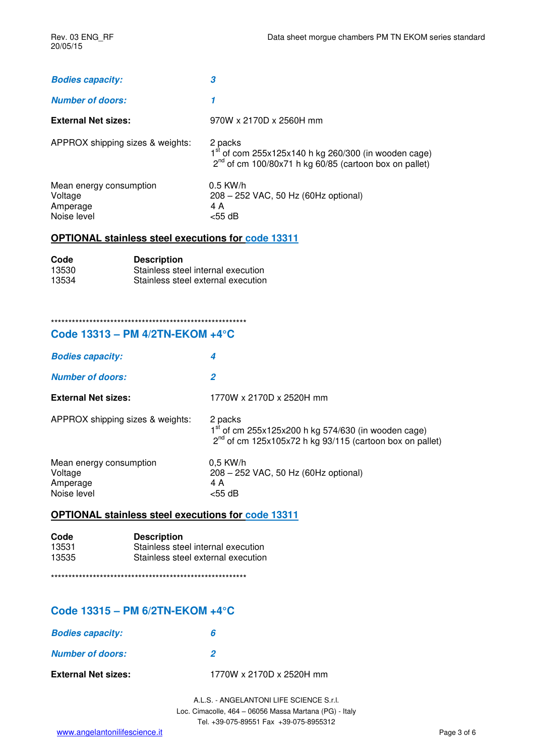***Bodies capacity:*** ***3***

***Number of doors:*** ***1***

**External Net sizes:** 970W x 2170D x 2560H mm

APPROX shipping sizes & weights:
2 packs
1st of com 255x125x140 h kg 260/300 (in wooden cage)
2nd of cm 100/80x71 h kg 60/85 (cartoon box on pallet)

Mean energy consumption 0.5 KW/h
Voltage 208 – 252 VAC, 50 Hz (60Hz optional)
Amperage 4 A
Noise level <55 dB

**OPTIONAL stainless steel executions for code 13311**

| **Code** | **Description** |
|---|---|
| 13530 | Stainless steel internal execution |
| 13534 | Stainless steel external execution |

*********************************************************

## Code 13313 – PM 4/2TN-EKOM +4°C

***Bodies capacity:*** ***4***

***Number of doors:*** ***2***

**External Net sizes:** 1770W x 2170D x 2520H mm

APPROX shipping sizes & weights:
2 packs
1st of cm 255x125x200 h kg 574/630 (in wooden cage)
2nd of cm 125x105x72 h kg 93/115 (cartoon box on pallet)

Mean energy consumption 0,5 KW/h
Voltage 208 – 252 VAC, 50 Hz (60Hz optional)
Amperage 4 A
Noise level <55 dB

**OPTIONAL stainless steel executions for code 13311**

| **Code** | **Description** |
|---|---|
| 13531 | Stainless steel internal execution |
| 13535 | Stainless steel external execution |

*********************************************************

## Code 13315 – PM 6/2TN-EKOM +4°C

***Bodies capacity:*** ***6***

***Number of doors:*** ***2***

**External Net sizes:** 1770W x 2170D x 2520H mm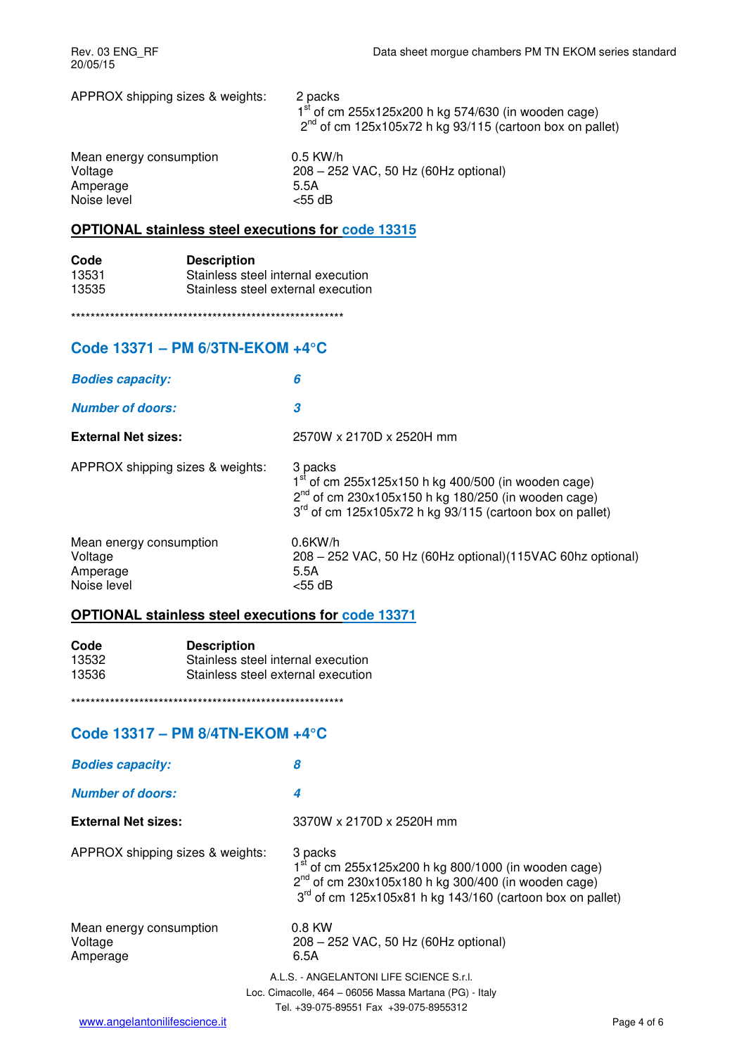APPROX shipping sizes & weights: 2 packs
1st of cm 255x125x200 h kg 574/630 (in wooden cage)
2nd of cm 125x105x72 h kg 93/115 (cartoon box on pallet)

Mean energy consumption 0.5 KW/h
Voltage 208 – 252 VAC, 50 Hz (60Hz optional)
Amperage 5.5A
Noise level <55 dB

**OPTIONAL stainless steel executions for code 13315**

| Code | Description |
|---|---|
| 13531 | Stainless steel internal execution |
| 13535 | Stainless steel external execution |

*********************************************************

## Code 13371 – PM 6/3TN-EKOM +4°C

***Bodies capacity:*** ***6***

***Number of doors:*** ***3***

**External Net sizes:** 2570W x 2170D x 2520H mm

APPROX shipping sizes & weights: 3 packs
1st of cm 255x125x150 h kg 400/500 (in wooden cage)
2nd of cm 230x105x150 h kg 180/250 (in wooden cage)
3rd of cm 125x105x72 h kg 93/115 (cartoon box on pallet)

Mean energy consumption 0.6KW/h
Voltage 208 – 252 VAC, 50 Hz (60Hz optional)(115VAC 60hz optional)
Amperage 5.5A
Noise level <55 dB

**OPTIONAL stainless steel executions for code 13371**

| Code | Description |
|---|---|
| 13532 | Stainless steel internal execution |
| 13536 | Stainless steel external execution |

*********************************************************

## Code 13317 – PM 8/4TN-EKOM +4°C

***Bodies capacity:*** ***8***

***Number of doors:*** ***4***

**External Net sizes:** 3370W x 2170D x 2520H mm

APPROX shipping sizes & weights: 3 packs
1st of cm 255x125x200 h kg 800/1000 (in wooden cage)
2nd of cm 230x105x180 h kg 300/400 (in wooden cage)
3rd of cm 125x105x81 h kg 143/160 (cartoon box on pallet)

Mean energy consumption 0.8 KW
Voltage 208 – 252 VAC, 50 Hz (60Hz optional)
Amperage 6.5A

A.L.S. - ANGELANTONI LIFE SCIENCE S.r.l.
Loc. Cimacolle, 464 – 06056 Massa Martana (PG) - Italy
Tel. +39-075-89551 Fax +39-075-8955312
www.angelantonilifescience.it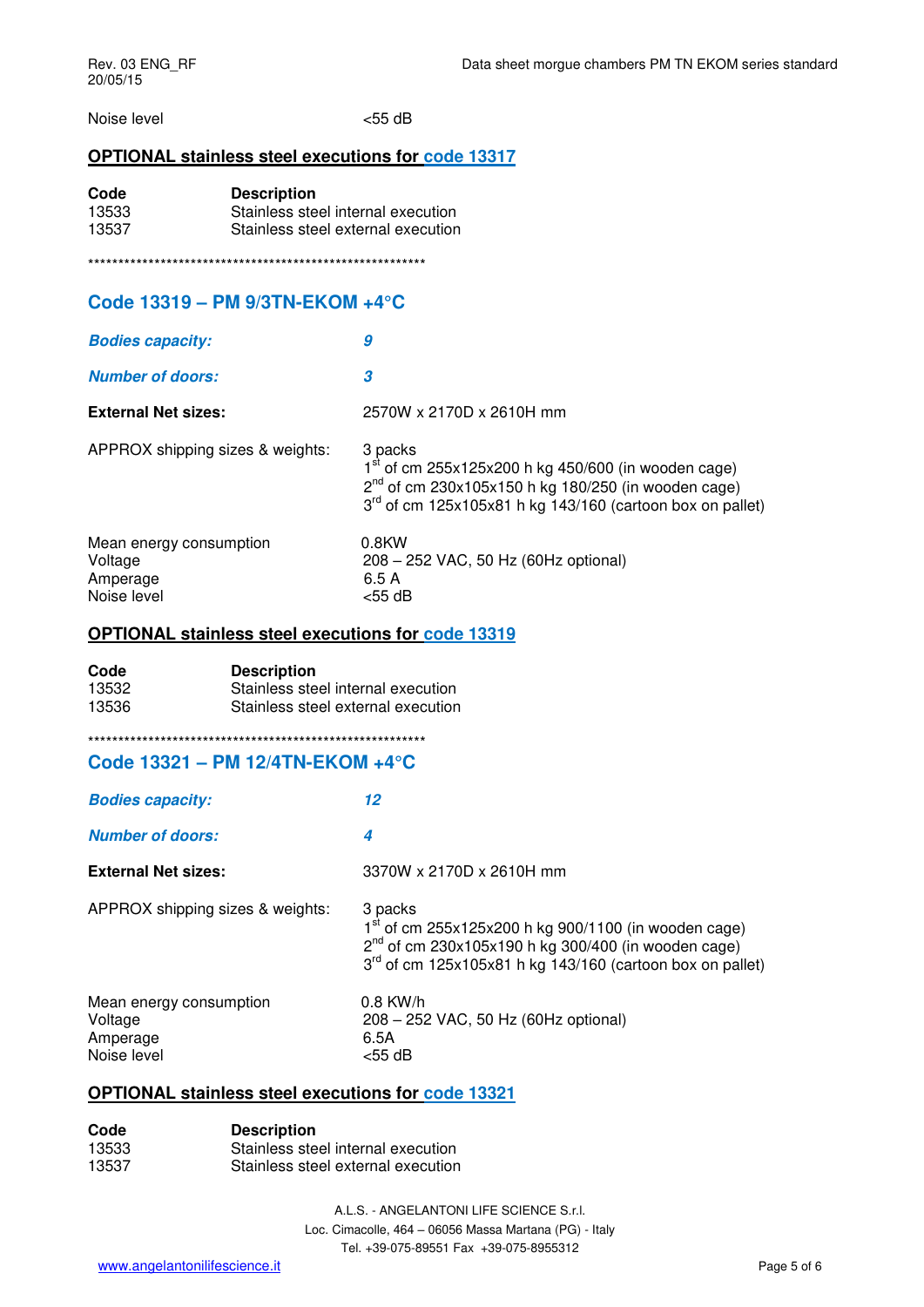| | |
|---|---|
| Noise level | <55 dB |

## OPTIONAL stainless steel executions for code 13317

| Code | Description |
|---|---|
| 13533 | Stainless steel internal execution |
| 13537 | Stainless steel external execution |

*******************************************************

## Code 13319 – PM 9/3TN-EKOM +4°C

***Bodies capacity:*** ***9***

***Number of doors:*** ***3***

**External Net sizes:** 2570W x 2170D x 2610H mm

APPROX shipping sizes & weights:
3 packs
1st of cm 255x125x200 h kg 450/600 (in wooden cage)
2nd of cm 230x105x150 h kg 180/250 (in wooden cage)
3rd of cm 125x105x81 h kg 143/160 (cartoon box on pallet)

| | |
|---|---|
| Mean energy consumption | 0.8KW |
| Voltage | 208 – 252 VAC, 50 Hz (60Hz optional) |
| Amperage | 6.5 A |
| Noise level | <55 dB |

## OPTIONAL stainless steel executions for code 13319

| Code | Description |
|---|---|
| 13532 | Stainless steel internal execution |
| 13536 | Stainless steel external execution |

*******************************************************

## Code 13321 – PM 12/4TN-EKOM +4°C

***Bodies capacity:*** ***12***

***Number of doors:*** ***4***

**External Net sizes:** 3370W x 2170D x 2610H mm

APPROX shipping sizes & weights:
3 packs
1st of cm 255x125x200 h kg 900/1100 (in wooden cage)
2nd of cm 230x105x190 h kg 300/400 (in wooden cage)
3rd of cm 125x105x81 h kg 143/160 (cartoon box on pallet)

| | |
|---|---|
| Mean energy consumption | 0.8 KW/h |
| Voltage | 208 – 252 VAC, 50 Hz (60Hz optional) |
| Amperage | 6.5A |
| Noise level | <55 dB |

## OPTIONAL stainless steel executions for code 13321

| Code | Description |
|---|---|
| 13533 | Stainless steel internal execution |
| 13537 | Stainless steel external execution |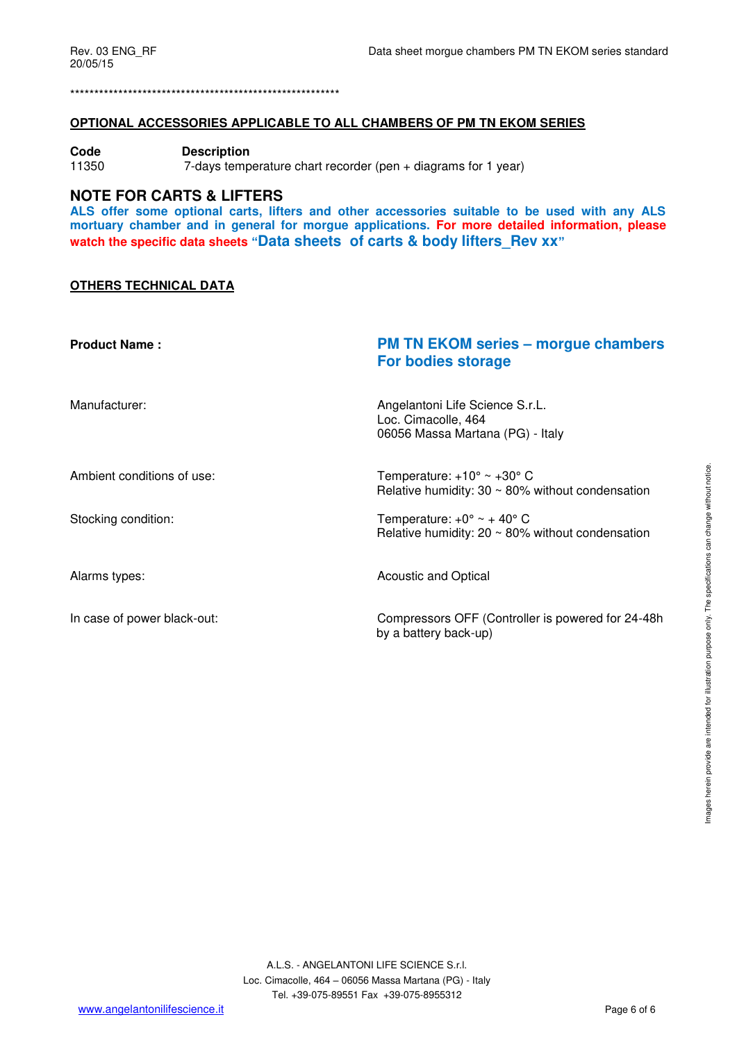*********************************************************

## OPTIONAL ACCESSORIES APPLICABLE TO ALL CHAMBERS OF PM TN EKOM SERIES

| Code | Description |
|---|---|
| 11350 | 7-days temperature chart recorder (pen + diagrams for 1 year) |

## NOTE FOR CARTS & LIFTERS

**ALS offer some optional carts, lifters and other accessories suitable to be used with any ALS mortuary chamber and in general for morgue applications. For more detailed information, please watch the specific data sheets "Data sheets of carts & body lifters_Rev xx"**

## OTHERS TECHNICAL DATA

| | |
|---|---|
| **Product Name :** | **PM TN EKOM series – morgue chambers For bodies storage** |
| Manufacturer: | Angelantoni Life Science S.r.L.<br>Loc. Cimacolle, 464<br>06056 Massa Martana (PG) - Italy |
| Ambient conditions of use: | Temperature: +10° ~ +30° C<br>Relative humidity: 30 ~ 80% without condensation |
| Stocking condition: | Temperature: +0° ~ + 40° C<br>Relative humidity: 20 ~ 80% without condensation |
| Alarms types: | Acoustic and Optical |
| In case of power black-out: | Compressors OFF (Controller is powered for 24-48h by a battery back-up) |

Images herein provide are intended for illustration purpose only. The specifications can change without notice.

A.L.S. - ANGELANTONI LIFE SCIENCE S.r.l.
Loc. Cimacolle, 464 – 06056 Massa Martana (PG) - Italy
Tel. +39-075-89551 Fax +39-075-8955312

www.angelantonilifescience.it